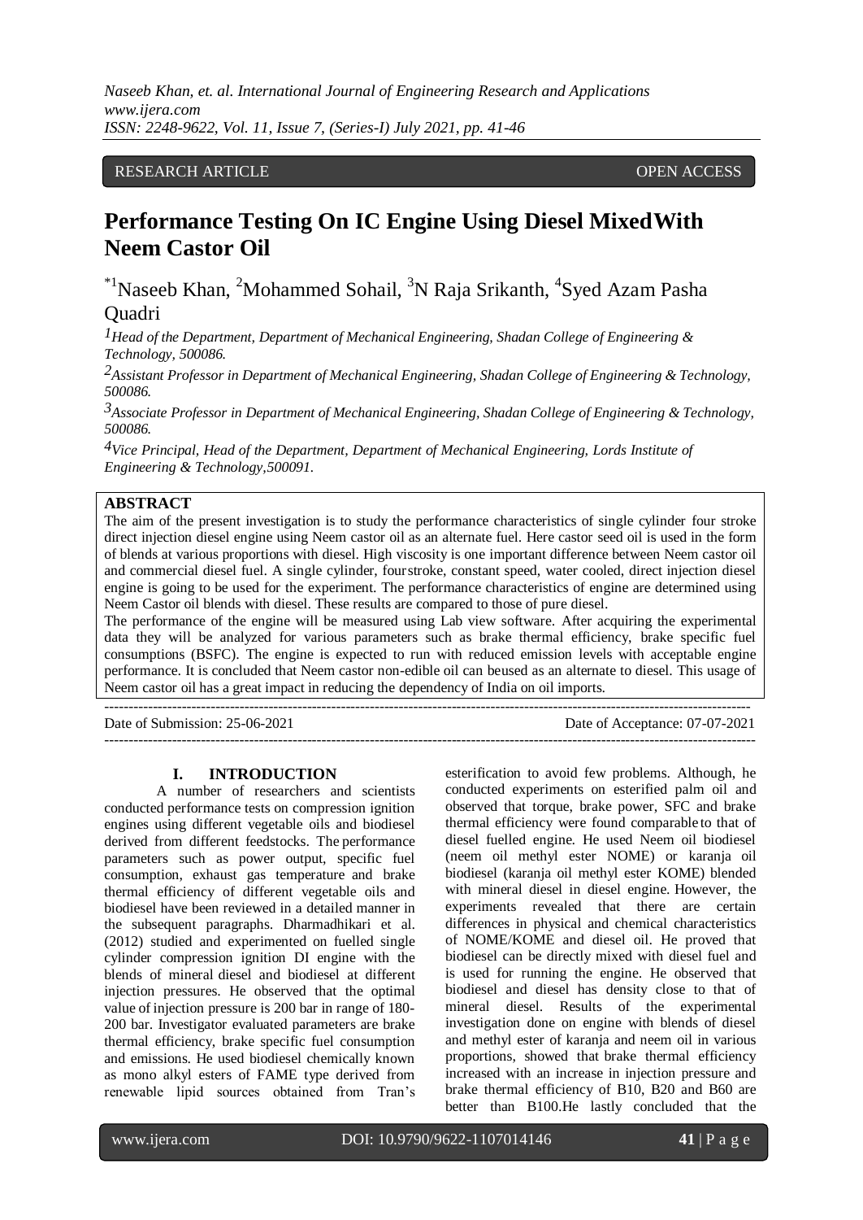RESEARCH ARTICLE OPEN ACCESS

# Performance Testing On IC Engine Using Diesel MixedWith Neem Castor Oil

*[1]Naseeb Khan, [2]Mohammed Sohail, [3]N Raja Srikanth, [4]Syed Azam Pasha Quadri

*[1]Head of the Department, Department of Mechanical Engineering, Shadan College of Engineering & Technology, 500086.*

*[2]Assistant Professor in Department of Mechanical Engineering, Shadan College of Engineering & Technology, 500086.*

*[3]Associate Professor in Department of Mechanical Engineering, Shadan College of Engineering & Technology, 500086.*

*[4]Vice Principal, Head of the Department, Department of Mechanical Engineering, Lords Institute of Engineering & Technology,500091.*

## ABSTRACT

The aim of the present investigation is to study the performance characteristics of single cylinder four stroke direct injection diesel engine using Neem castor oil as an alternate fuel. Here castor seed oil is used in the form of blends at various proportions with diesel. High viscosity is one important difference between Neem castor oil and commercial diesel fuel. A single cylinder, fourstroke, constant speed, water cooled, direct injection diesel engine is going to be used for the experiment. The performance characteristics of engine are determined using Neem Castor oil blends with diesel. These results are compared to those of pure diesel.

The performance of the engine will be measured using Lab view software. After acquiring the experimental data they will be analyzed for various parameters such as brake thermal efficiency, brake specific fuel consumptions (BSFC). The engine is expected to run with reduced emission levels with acceptable engine performance. It is concluded that Neem castor non-edible oil can beused as an alternate to diesel. This usage of Neem castor oil has a great impact in reducing the dependency of India on oil imports.

Date of Submission: 25-06-2021 Date of Acceptance: 07-07-2021

## I. INTRODUCTION

A number of researchers and scientists conducted performance tests on compression ignition engines using different vegetable oils and biodiesel derived from different feedstocks. The performance parameters such as power output, specific fuel consumption, exhaust gas temperature and brake thermal efficiency of different vegetable oils and biodiesel have been reviewed in a detailed manner in the subsequent paragraphs. Dharmadhikari et al. (2012) studied and experimented on fuelled single cylinder compression ignition DI engine with the blends of mineral diesel and biodiesel at different injection pressures. He observed that the optimal value of injection pressure is 200 bar in range of 180-200 bar. Investigator evaluated parameters are brake thermal efficiency, brake specific fuel consumption and emissions. He used biodiesel chemically known as mono alkyl esters of FAME type derived from renewable lipid sources obtained from Tran's esterification to avoid few problems. Although, he conducted experiments on esterified palm oil and observed that torque, brake power, SFC and brake thermal efficiency were found comparable to that of diesel fuelled engine. He used Neem oil biodiesel (neem oil methyl ester NOME) or karanja oil biodiesel (karanja oil methyl ester KOME) blended with mineral diesel in diesel engine. However, the experiments revealed that there are certain differences in physical and chemical characteristics of NOME/KOME and diesel oil. He proved that biodiesel can be directly mixed with diesel fuel and is used for running the engine. He observed that biodiesel and diesel has density close to that of mineral diesel. Results of the experimental investigation done on engine with blends of diesel and methyl ester of karanja and neem oil in various proportions, showed that brake thermal efficiency increased with an increase in injection pressure and brake thermal efficiency of B10, B20 and B60 are better than B100.He lastly concluded that the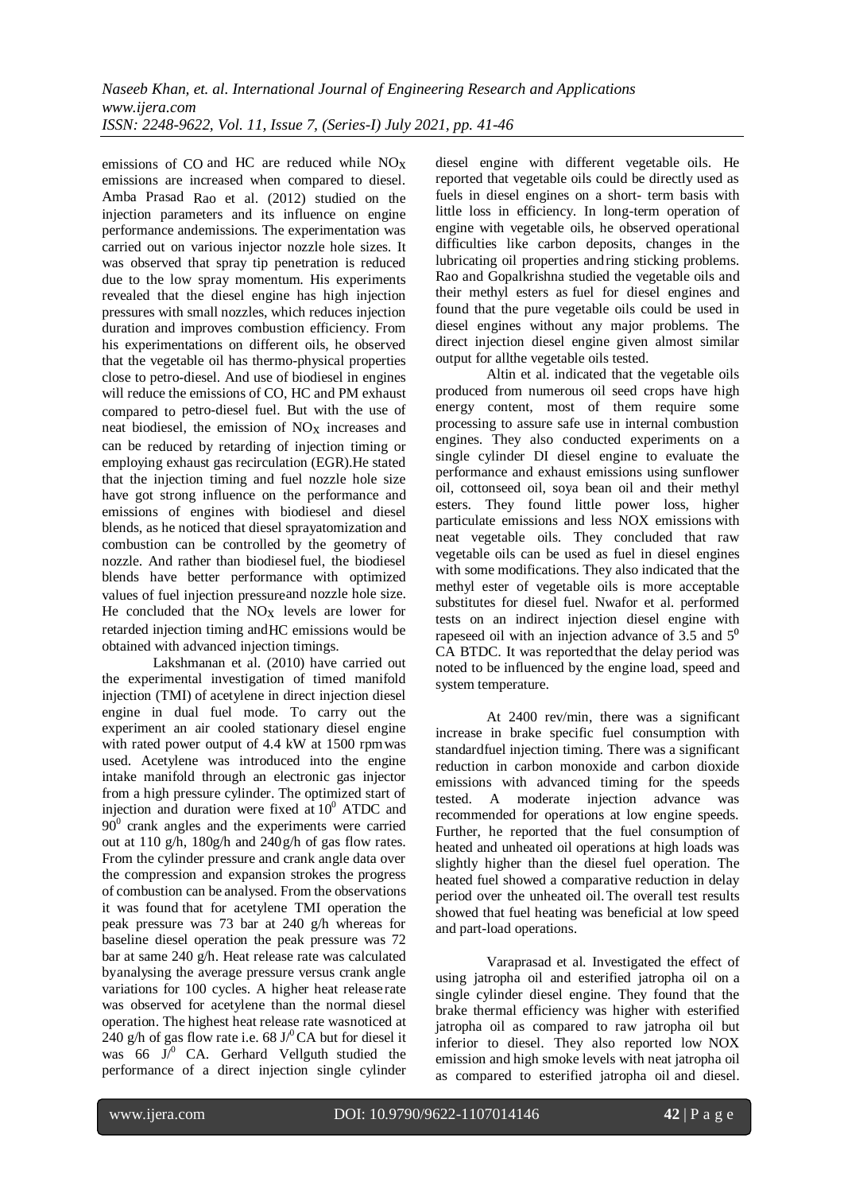emissions of CO and HC are reduced while $NO_X$ emissions are increased when compared to diesel. Amba Prasad Rao et al. (2012) studied on the injection parameters and its influence on engine performance andemissions. The experimentation was carried out on various injector nozzle hole sizes. It was observed that spray tip penetration is reduced due to the low spray momentum. His experiments revealed that the diesel engine has high injection pressures with small nozzles, which reduces injection duration and improves combustion efficiency. From his experimentations on different oils, he observed that the vegetable oil has thermo-physical properties close to petro-diesel. And use of biodiesel in engines will reduce the emissions of CO, HC and PM exhaust compared to petro-diesel fuel. But with the use of neat biodiesel, the emission of $NO_X$ increases and can be reduced by retarding of injection timing or employing exhaust gas recirculation (EGR).He stated that the injection timing and fuel nozzle hole size have got strong influence on the performance and emissions of engines with biodiesel and diesel blends, as he noticed that diesel sprayatomization and combustion can be controlled by the geometry of nozzle. And rather than biodiesel fuel, the biodiesel blends have better performance with optimized values of fuel injection pressureand nozzle hole size. He concluded that the $NO_X$ levels are lower for retarded injection timing andHC emissions would be obtained with advanced injection timings.

Lakshmanan et al. (2010) have carried out the experimental investigation of timed manifold injection (TMI) of acetylene in direct injection diesel engine in dual fuel mode. To carry out the experiment an air cooled stationary diesel engine with rated power output of 4.4 kW at 1500 rpmwas used. Acetylene was introduced into the engine intake manifold through an electronic gas injector from a high pressure cylinder. The optimized start of injection and duration were fixed at $10^0$ ATDC and $90^0$ crank angles and the experiments were carried out at 110 g/h, 180g/h and 240g/h of gas flow rates. From the cylinder pressure and crank angle data over the compression and expansion strokes the progress of combustion can be analysed. From the observations it was found that for acetylene TMI operation the peak pressure was 73 bar at 240 g/h whereas for baseline diesel operation the peak pressure was 72 bar at same 240 g/h. Heat release rate was calculated byanalysing the average pressure versus crank angle variations for 100 cycles. A higher heat releaserate was observed for acetylene than the normal diesel operation. The highest heat release rate wasnoticed at 240 g/h of gas flow rate i.e. 68 $J/^0$CA but for diesel it was 66 $J/^0$ CA. Gerhard Vellguth studied the performance of a direct injection single cylinder diesel engine with different vegetable oils. He reported that vegetable oils could be directly used as fuels in diesel engines on a short- term basis with little loss in efficiency. In long-term operation of engine with vegetable oils, he observed operational difficulties like carbon deposits, changes in the lubricating oil properties andring sticking problems. Rao and Gopalkrishna studied the vegetable oils and their methyl esters as fuel for diesel engines and found that the pure vegetable oils could be used in diesel engines without any major problems. The direct injection diesel engine given almost similar output for allthe vegetable oils tested.

Altin et al. indicated that the vegetable oils produced from numerous oil seed crops have high energy content, most of them require some processing to assure safe use in internal combustion engines. They also conducted experiments on a single cylinder DI diesel engine to evaluate the performance and exhaust emissions using sunflower oil, cottonseed oil, soya bean oil and their methyl esters. They found little power loss, higher particulate emissions and less NOX emissions with neat vegetable oils. They concluded that raw vegetable oils can be used as fuel in diesel engines with some modifications. They also indicated that the methyl ester of vegetable oils is more acceptable substitutes for diesel fuel. Nwafor et al. performed tests on an indirect injection diesel engine with rapeseed oil with an injection advance of 3.5 and $5^0$ CA BTDC. It was reportedthat the delay period was noted to be influenced by the engine load, speed and system temperature.

At 2400 rev/min, there was a significant increase in brake specific fuel consumption with standardfuel injection timing. There was a significant reduction in carbon monoxide and carbon dioxide emissions with advanced timing for the speeds tested. A moderate injection advance was recommended for operations at low engine speeds. Further, he reported that the fuel consumption of heated and unheated oil operations at high loads was slightly higher than the diesel fuel operation. The heated fuel showed a comparative reduction in delay period over the unheated oil.The overall test results showed that fuel heating was beneficial at low speed and part-load operations.

Varaprasad et al. Investigated the effect of using jatropha oil and esterified jatropha oil on a single cylinder diesel engine. They found that the brake thermal efficiency was higher with esterified jatropha oil as compared to raw jatropha oil but inferior to diesel. They also reported low NOX emission and high smoke levels with neat jatropha oil as compared to esterified jatropha oil and diesel.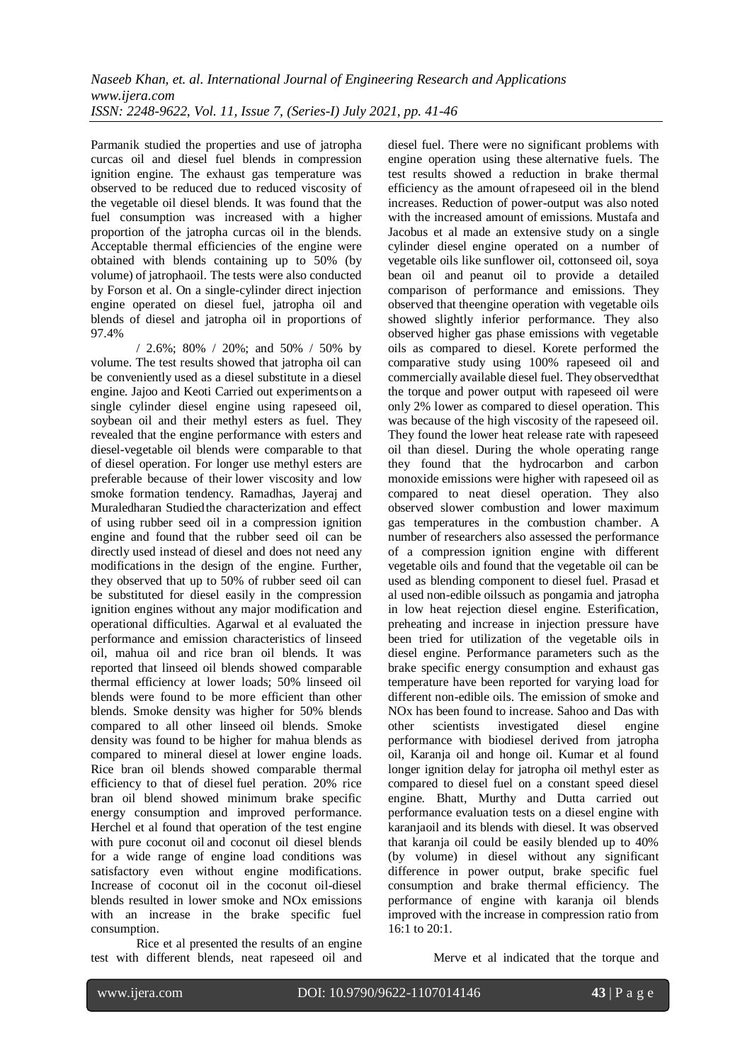Parmanik studied the properties and use of jatropha curcas oil and diesel fuel blends in compression ignition engine. The exhaust gas temperature was observed to be reduced due to reduced viscosity of the vegetable oil diesel blends. It was found that the fuel consumption was increased with a higher proportion of the jatropha curcas oil in the blends. Acceptable thermal efficiencies of the engine were obtained with blends containing up to 50% (by volume) of jatrophaoil. The tests were also conducted by Forson et al. On a single-cylinder direct injection engine operated on diesel fuel, jatropha oil and blends of diesel and jatropha oil in proportions of 97.4%

/ 2.6%; 80% / 20%; and 50% / 50% by volume. The test results showed that jatropha oil can be conveniently used as a diesel substitute in a diesel engine. Jajoo and Keoti Carried out experimentson a single cylinder diesel engine using rapeseed oil, soybean oil and their methyl esters as fuel. They revealed that the engine performance with esters and diesel-vegetable oil blends were comparable to that of diesel operation. For longer use methyl esters are preferable because of their lower viscosity and low smoke formation tendency. Ramadhas, Jayeraj and Muraledharan Studiedthe characterization and effect of using rubber seed oil in a compression ignition engine and found that the rubber seed oil can be directly used instead of diesel and does not need any modifications in the design of the engine. Further, they observed that up to 50% of rubber seed oil can be substituted for diesel easily in the compression ignition engines without any major modification and operational difficulties. Agarwal et al evaluated the performance and emission characteristics of linseed oil, mahua oil and rice bran oil blends. It was reported that linseed oil blends showed comparable thermal efficiency at lower loads; 50% linseed oil blends were found to be more efficient than other blends. Smoke density was higher for 50% blends compared to all other linseed oil blends. Smoke density was found to be higher for mahua blends as compared to mineral diesel at lower engine loads. Rice bran oil blends showed comparable thermal efficiency to that of diesel fuel peration. 20% rice bran oil blend showed minimum brake specific energy consumption and improved performance. Herchel et al found that operation of the test engine with pure coconut oil and coconut oil diesel blends for a wide range of engine load conditions was satisfactory even without engine modifications. Increase of coconut oil in the coconut oil-diesel blends resulted in lower smoke and NOx emissions with an increase in the brake specific fuel consumption.

Rice et al presented the results of an engine test with different blends, neat rapeseed oil and diesel fuel. There were no significant problems with engine operation using these alternative fuels. The test results showed a reduction in brake thermal efficiency as the amount ofrapeseed oil in the blend increases. Reduction of power-output was also noted with the increased amount of emissions. Mustafa and Jacobus et al made an extensive study on a single cylinder diesel engine operated on a number of vegetable oils like sunflower oil, cottonseed oil, soya bean oil and peanut oil to provide a detailed comparison of performance and emissions. They observed that theengine operation with vegetable oils showed slightly inferior performance. They also observed higher gas phase emissions with vegetable oils as compared to diesel. Korete performed the comparative study using 100% rapeseed oil and commercially available diesel fuel. They observedthat the torque and power output with rapeseed oil were only 2% lower as compared to diesel operation. This was because of the high viscosity of the rapeseed oil. They found the lower heat release rate with rapeseed oil than diesel. During the whole operating range they found that the hydrocarbon and carbon monoxide emissions were higher with rapeseed oil as compared to neat diesel operation. They also observed slower combustion and lower maximum gas temperatures in the combustion chamber. A number of researchers also assessed the performance of a compression ignition engine with different vegetable oils and found that the vegetable oil can be used as blending component to diesel fuel. Prasad et al used non-edible oilssuch as pongamia and jatropha in low heat rejection diesel engine. Esterification, preheating and increase in injection pressure have been tried for utilization of the vegetable oils in diesel engine. Performance parameters such as the brake specific energy consumption and exhaust gas temperature have been reported for varying load for different non-edible oils. The emission of smoke and NOx has been found to increase. Sahoo and Das with other scientists investigated diesel engine performance with biodiesel derived from jatropha oil, Karanja oil and honge oil. Kumar et al found longer ignition delay for jatropha oil methyl ester as compared to diesel fuel on a constant speed diesel engine. Bhatt, Murthy and Dutta carried out performance evaluation tests on a diesel engine with karanjaoil and its blends with diesel. It was observed that karanja oil could be easily blended up to 40% (by volume) in diesel without any significant difference in power output, brake specific fuel consumption and brake thermal efficiency. The performance of engine with karanja oil blends improved with the increase in compression ratio from 16:1 to 20:1.

Merve et al indicated that the torque and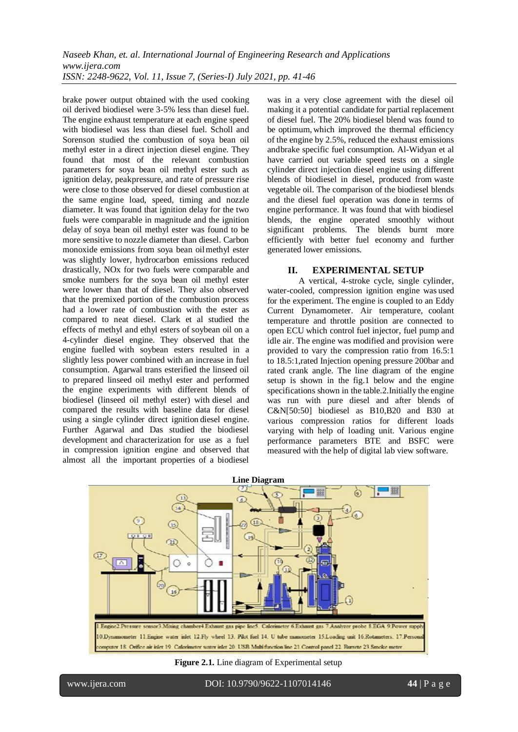brake power output obtained with the used cooking oil derived biodiesel were 3-5% less than diesel fuel. The engine exhaust temperature at each engine speed with biodiesel was less than diesel fuel. Scholl and Sorenson studied the combustion of soya bean oil methyl ester in a direct injection diesel engine. They found that most of the relevant combustion parameters for soya bean oil methyl ester such as ignition delay, peakpressure, and rate of pressure rise were close to those observed for diesel combustion at the same engine load, speed, timing and nozzle diameter. It was found that ignition delay for the two fuels were comparable in magnitude and the ignition delay of soya bean oil methyl ester was found to be more sensitive to nozzle diameter than diesel. Carbon monoxide emissions from soya bean oil methyl ester was slightly lower, hydrocarbon emissions reduced drastically, NOx for two fuels were comparable and smoke numbers for the soya bean oil methyl ester were lower than that of diesel. They also observed that the premixed portion of the combustion process had a lower rate of combustion with the ester as compared to neat diesel. Clark et al studied the effects of methyl and ethyl esters of soybean oil on a 4-cylinder diesel engine. They observed that the engine fuelled with soybean esters resulted in a slightly less power combined with an increase in fuel consumption. Agarwal trans esterified the linseed oil to prepared linseed oil methyl ester and performed the engine experiments with different blends of biodiesel (linseed oil methyl ester) with diesel and compared the results with baseline data for diesel using a single cylinder direct ignition diesel engine. Further Agarwal and Das studied the biodiesel development and characterization for use as a fuel in compression ignition engine and observed that almost all the important properties of a biodiesel was in a very close agreement with the diesel oil making it a potential candidate for partial replacement of diesel fuel. The 20% biodiesel blend was found to be optimum, which improved the thermal efficiency of the engine by 2.5%, reduced the exhaust emissions andbrake specific fuel consumption. Al-Widyan et al have carried out variable speed tests on a single cylinder direct injection diesel engine using different blends of biodiesel in diesel, produced from waste vegetable oil. The comparison of the biodiesel blends and the diesel fuel operation was done in terms of engine performance. It was found that with biodiesel blends, the engine operated smoothly without significant problems. The blends burnt more efficiently with better fuel economy and further generated lower emissions.

## II. EXPERIMENTAL SETUP

A vertical, 4-stroke cycle, single cylinder, water-cooled, compression ignition engine was used for the experiment. The engine is coupled to an Eddy Current Dynamometer. Air temperature, coolant temperature and throttle position are connected to open ECU which control fuel injector, fuel pump and idle air. The engine was modified and provision were provided to vary the compression ratio from 16.5:1 to 18.5:1,rated Injection opening pressure 200bar and rated crank angle. The line diagram of the engine setup is shown in the fig.1 below and the engine specifications shown in the table.2.Initially the engine was run with pure diesel and after blends of C&N[50:50] biodiesel as B10,B20 and B30 at various compression ratios for different loads varying with help of loading unit. Various engine performance parameters BTE and BSFC were measured with the help of digital lab view software.

**Line Diagram**

1 Engine 2 Pressure sensor 3 Mixing chamber 4 Exhaust gas pipe line 5 Calorimeter 6 Exhaust gas 7 Analyzer probe 8 EGA 9 Power supply 10 Dynamometer 11 Engine water inlet 12 Fly wheel 13 Pilot fuel 14 U tube manometer 15 Loading unit 16 Rotameters 17 Personal computer 18 Orifice air inlet 19 Calorimeter water inlet 20 USB Multifunction line 21 Control panel 22 Burrete 23 Smoke meter

**Figure 2.1.** Line diagram of Experimental setup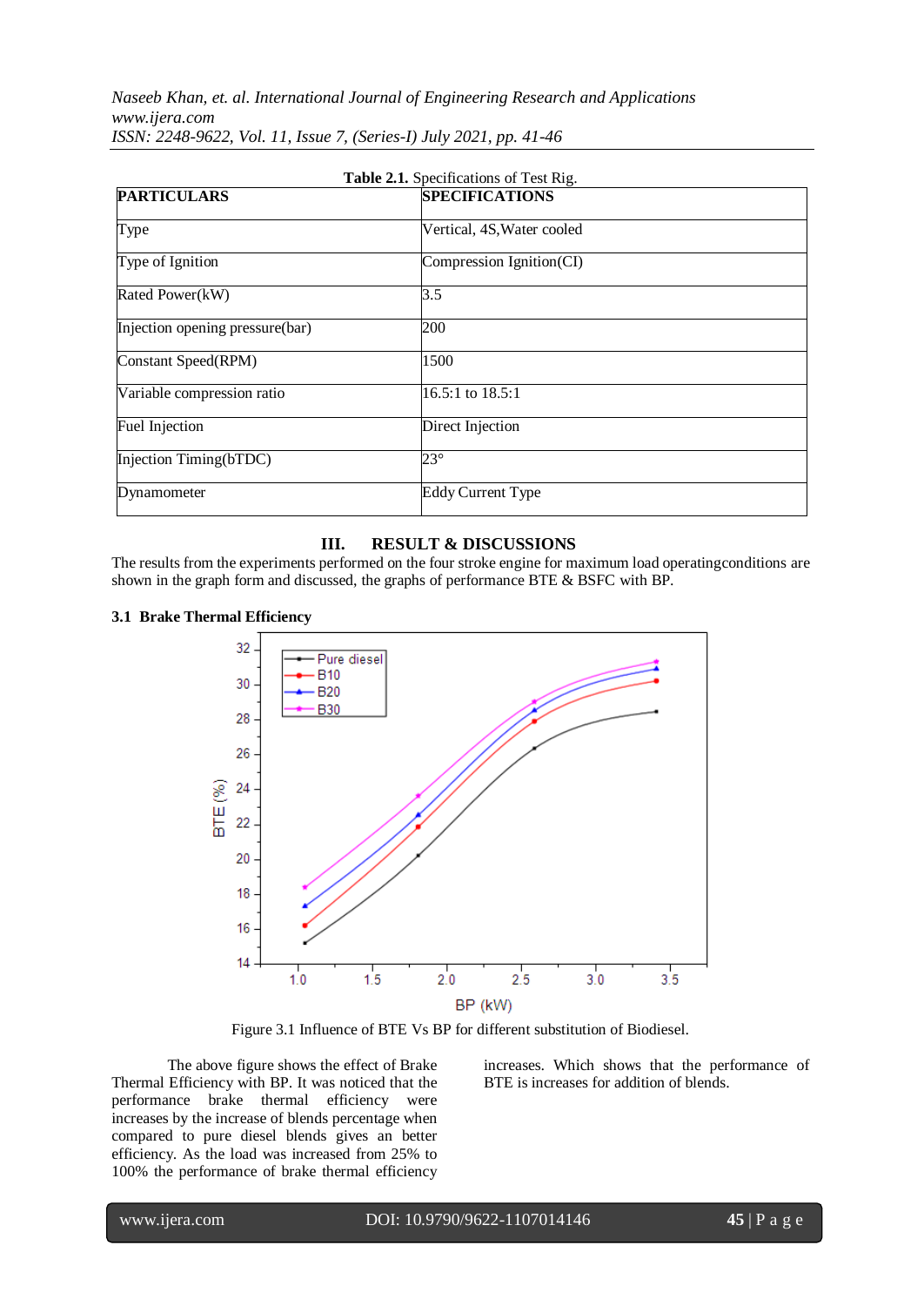**Table 2.1.** Specifications of Test Rig.

| PARTICULARS | SPECIFICATIONS |
|---|---|
| Type | Vertical, 4S,Water cooled |
| Type of Ignition | Compression Ignition(CI) |
| Rated Power(kW) | 3.5 |
| Injection opening pressure(bar) | 200 |
| Constant Speed(RPM) | 1500 |
| Variable compression ratio | 16.5:1 to 18.5:1 |
| Fuel Injection | Direct Injection |
| Injection Timing(bTDC) | 23° |
| Dynamometer | Eddy Current Type |

## III. RESULT & DISCUSSIONS

The results from the experiments performed on the four stroke engine for maximum load operatingconditions are shown in the graph form and discussed, the graphs of performance BTE & BSFC with BP.

### 3.1 Brake Thermal Efficiency

Figure 3.1 Influence of BTE Vs BP for different substitution of Biodiesel.

The above figure shows the effect of Brake Thermal Efficiency with BP. It was noticed that the performance brake thermal efficiency were increases by the increase of blends percentage when compared to pure diesel blends gives an better efficiency. As the load was increased from 25% to 100% the performance of brake thermal efficiency increases. Which shows that the performance of BTE is increases for addition of blends.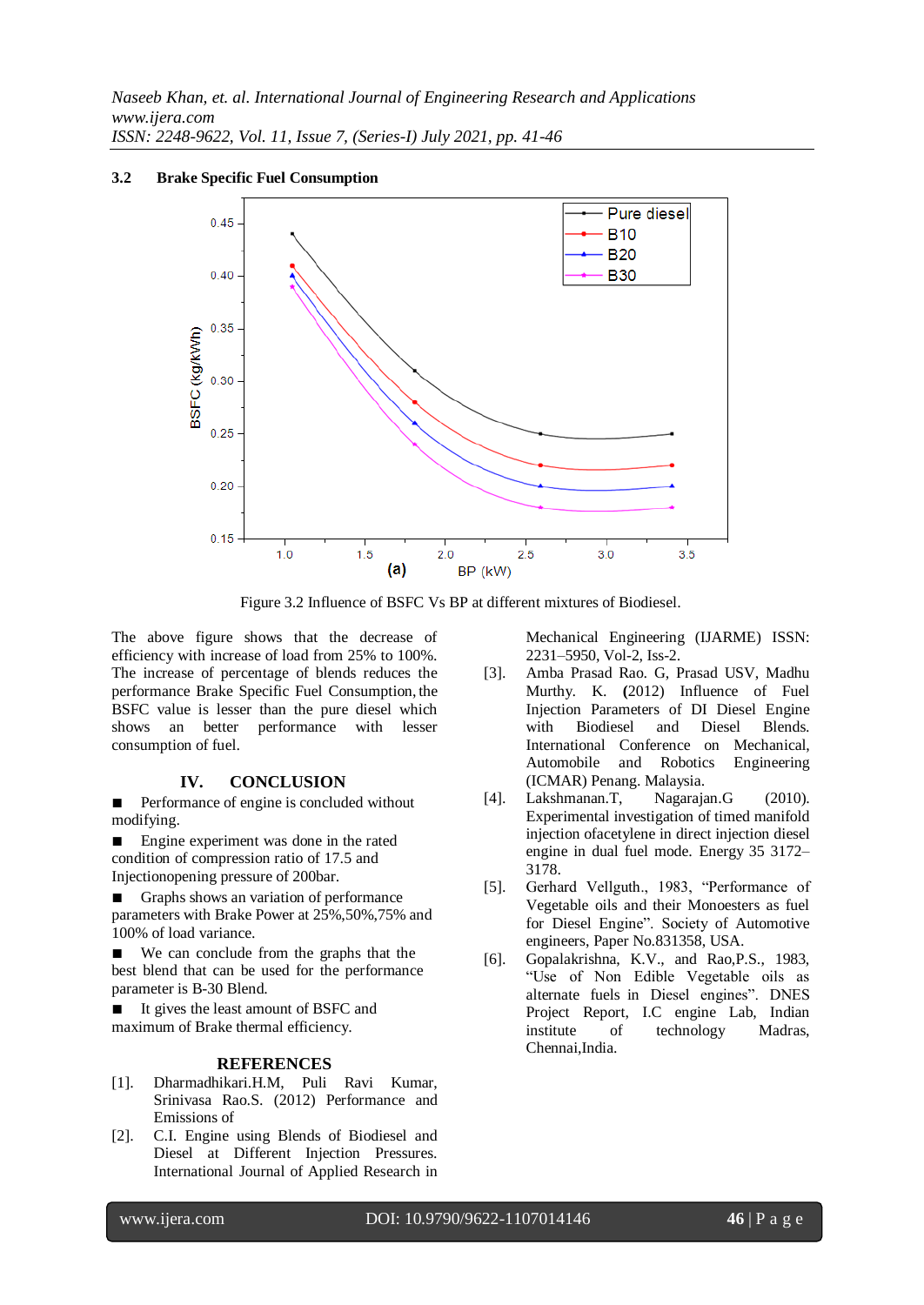### 3.2 Brake Specific Fuel Consumption

Pure diesel
B10
B20
B30

0.45
0.40
0.35
0.30
0.25
0.20
0.15

BSFC (kg/kWh)

1.0
1.5
2.0
2.5
3.0
3.5

(a)
BP (kW)

Figure 3.2 Influence of BSFC Vs BP at different mixtures of Biodiesel.

The above figure shows that the decrease of efficiency with increase of load from 25% to 100%. The increase of percentage of blends reduces the performance Brake Specific Fuel Consumption, the BSFC value is lesser than the pure diesel which shows an better performance with lesser consumption of fuel.

## IV. CONCLUSION

- Performance of engine is concluded without modifying.
- Engine experiment was done in the rated condition of compression ratio of 17.5 and Injectionopening pressure of 200bar.
- Graphs shows an variation of performance parameters with Brake Power at 25%,50%,75% and 100% of load variance.
- We can conclude from the graphs that the best blend that can be used for the performance parameter is B-30 Blend.
- It gives the least amount of BSFC and maximum of Brake thermal efficiency.

## REFERENCES

[1]. Dharmadhikari.H.M, Puli Ravi Kumar, Srinivasa Rao.S. (2012) Performance and Emissions of

[2]. C.I. Engine using Blends of Biodiesel and Diesel at Different Injection Pressures. International Journal of Applied Research in Mechanical Engineering (IJARME) ISSN: 2231–5950, Vol-2, Iss-2.

[3]. Amba Prasad Rao. G, Prasad USV, Madhu Murthy. K. **(**2012) Influence of Fuel Injection Parameters of DI Diesel Engine with Biodiesel and Diesel Blends. International Conference on Mechanical, Automobile and Robotics Engineering (ICMAR) Penang. Malaysia.

[4]. Lakshmanan.T, Nagarajan.G (2010). Experimental investigation of timed manifold injection ofacetylene in direct injection diesel engine in dual fuel mode. Energy 35 3172–3178.

[5]. Gerhard Vellguth., 1983, "Performance of Vegetable oils and their Monoesters as fuel for Diesel Engine". Society of Automotive engineers, Paper No.831358, USA.

[6]. Gopalakrishna, K.V., and Rao,P.S., 1983, "Use of Non Edible Vegetable oils as alternate fuels in Diesel engines". DNES Project Report, I.C engine Lab, Indian institute of technology Madras, Chennai,India.